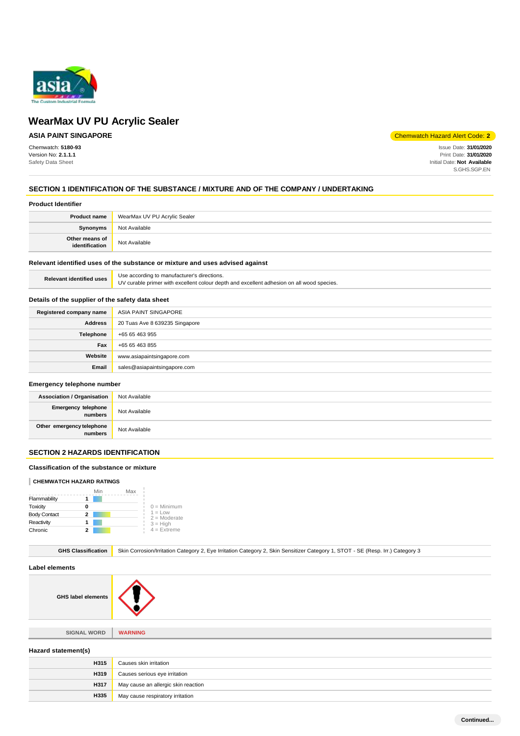# WearMax UV PU Acrylic Sealer

**ASIA PAINT SINGAPORE**

Chemwatch Hazard Alert Code: **2**

Chemwatch: **5180-93**
Version No: **2.1.1.1**
Safety Data Sheet

Issue Date: **31/01/2020**
Print Date: **31/01/2020**
Initial Date: **Not Available**
S.GHS.SGP.EN

## SECTION 1 IDENTIFICATION OF THE SUBSTANCE / MIXTURE AND OF THE COMPANY / UNDERTAKING

### Product Identifier

| | |
|---|---|
| **Product name** | WearMax UV PU Acrylic Sealer |
| **Synonyms** | Not Available |
| **Other means of identification** | Not Available |

### Relevant identified uses of the substance or mixture and uses advised against

| | |
|---|---|
| **Relevant identified uses** | Use according to manufacturer's directions.<br>UV curable primer with excellent colour depth and excellent adhesion on all wood species. |

### Details of the supplier of the safety data sheet

| | |
|---|---|
| **Registered company name** | ASIA PAINT SINGAPORE |
| **Address** | 20 Tuas Ave 8 639235 Singapore |
| **Telephone** | +65 65 463 955 |
| **Fax** | +65 65 463 855 |
| **Website** | www.asiapaintsingapore.com |
| **Email** | sales@asiapaintsingapore.com |

### Emergency telephone number

| | |
|---|---|
| **Association / Organisation** | Not Available |
| **Emergency telephone numbers** | Not Available |
| **Other emergency telephone numbers** | Not Available |

## SECTION 2 HAZARDS IDENTIFICATION

### Classification of the substance or mixture

**CHEMWATCH HAZARD RATINGS**

| | Rating |
|---|---|
| Flammability | 1 |
| Toxicity | 0 |
| Body Contact | 2 |
| Reactivity | 1 |
| Chronic | 2 |

0 = Minimum
1 = Low
2 = Moderate
3 = High
4 = Extreme

| | |
|---|---|
| **GHS Classification** | Skin Corrosion/Irritation Category 2, Eye Irritation Category 2, Skin Sensitizer Category 1, STOT - SE (Resp. Irr.) Category 3 |

### Label elements

| | |
|---|---|
| **GHS label elements** | |
| **SIGNAL WORD** | **WARNING** |

### Hazard statement(s)

| | |
|---|---|
| **H315** | Causes skin irritation |
| **H319** | Causes serious eye irritation |
| **H317** | May cause an allergic skin reaction |
| **H335** | May cause respiratory irritation |

**Continued...**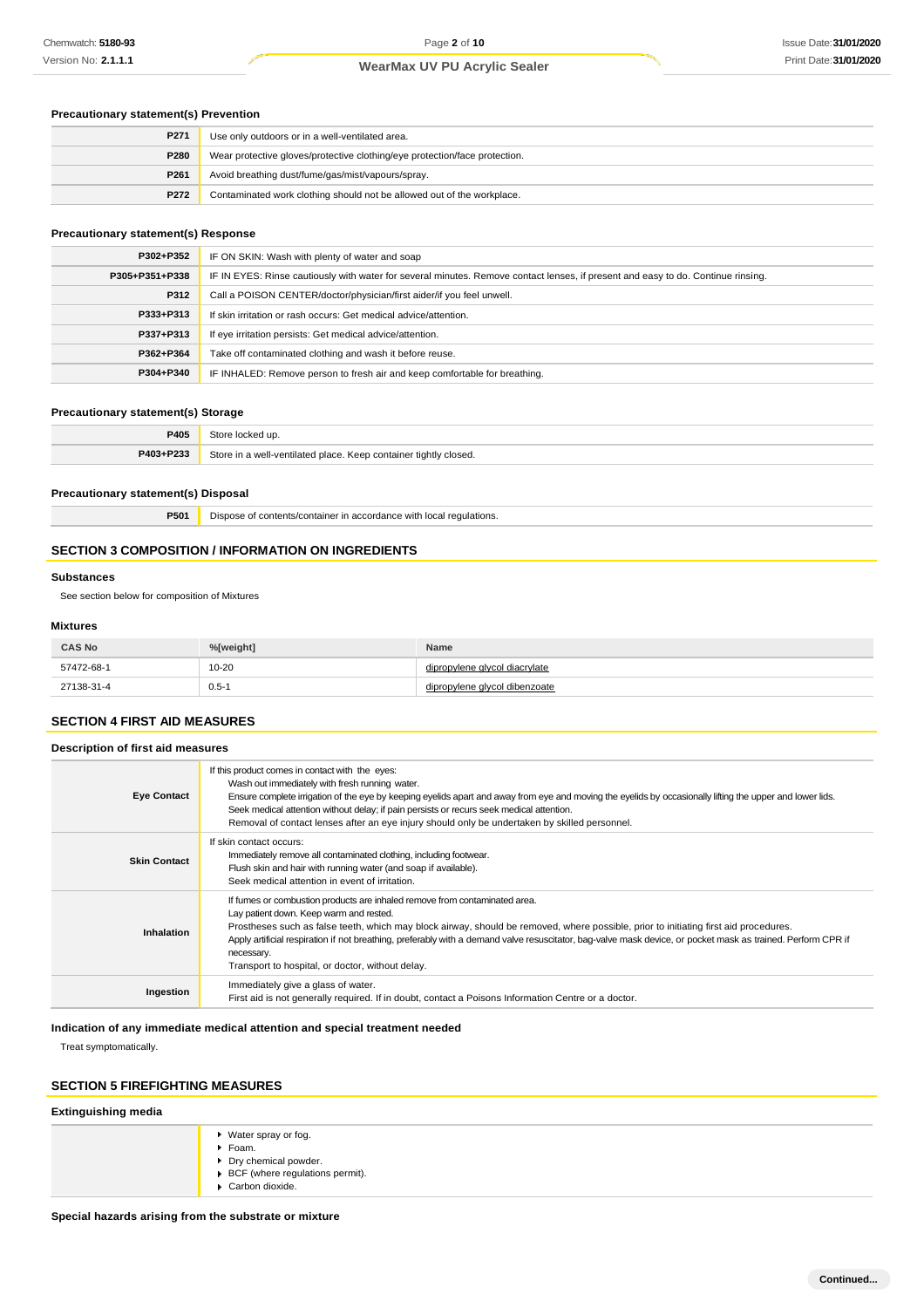### Precautionary statement(s) Prevention

| | |
|---|---|
| P271 | Use only outdoors or in a well-ventilated area. |
| P280 | Wear protective gloves/protective clothing/eye protection/face protection. |
| P261 | Avoid breathing dust/fume/gas/mist/vapours/spray. |
| P272 | Contaminated work clothing should not be allowed out of the workplace. |

### Precautionary statement(s) Response

| | |
|---|---|
| P302+P352 | IF ON SKIN: Wash with plenty of water and soap |
| P305+P351+P338 | IF IN EYES: Rinse cautiously with water for several minutes. Remove contact lenses, if present and easy to do. Continue rinsing. |
| P312 | Call a POISON CENTER/doctor/physician/first aider/if you feel unwell. |
| P333+P313 | If skin irritation or rash occurs: Get medical advice/attention. |
| P337+P313 | If eye irritation persists: Get medical advice/attention. |
| P362+P364 | Take off contaminated clothing and wash it before reuse. |
| P304+P340 | IF INHALED: Remove person to fresh air and keep comfortable for breathing. |

### Precautionary statement(s) Storage

| | |
|---|---|
| P405 | Store locked up. |
| P403+P233 | Store in a well-ventilated place. Keep container tightly closed. |

### Precautionary statement(s) Disposal

| | |
|---|---|
| P501 | Dispose of contents/container in accordance with local regulations. |

## SECTION 3 COMPOSITION / INFORMATION ON INGREDIENTS

### Substances

See section below for composition of Mixtures

### Mixtures

| CAS No | %[weight] | Name |
|---|---|---|
| 57472-68-1 | 10-20 | dipropylene glycol diacrylate |
| 27138-31-4 | 0.5-1 | dipropylene glycol dibenzoate |

## SECTION 4 FIRST AID MEASURES

### Description of first aid measures

| | |
|---|---|
| Eye Contact | If this product comes in contact with the eyes:<br>Wash out immediately with fresh running water.<br>Ensure complete irrigation of the eye by keeping eyelids apart and away from eye and moving the eyelids by occasionally lifting the upper and lower lids.<br>Seek medical attention without delay; if pain persists or recurs seek medical attention.<br>Removal of contact lenses after an eye injury should only be undertaken by skilled personnel. |
| Skin Contact | If skin contact occurs:<br>Immediately remove all contaminated clothing, including footwear.<br>Flush skin and hair with running water (and soap if available).<br>Seek medical attention in event of irritation. |
| Inhalation | If fumes or combustion products are inhaled remove from contaminated area.<br>Lay patient down. Keep warm and rested.<br>Prostheses such as false teeth, which may block airway, should be removed, where possible, prior to initiating first aid procedures.<br>Apply artificial respiration if not breathing, preferably with a demand valve resuscitator, bag-valve mask device, or pocket mask as trained. Perform CPR if necessary.<br>Transport to hospital, or doctor, without delay. |
| Ingestion | Immediately give a glass of water.<br>First aid is not generally required. If in doubt, contact a Poisons Information Centre or a doctor. |

### Indication of any immediate medical attention and special treatment needed

Treat symptomatically.

## SECTION 5 FIREFIGHTING MEASURES

### Extinguishing media

- Water spray or fog.
- Foam.
- Dry chemical powder.
- BCF (where regulations permit).
- Carbon dioxide.

### Special hazards arising from the substrate or mixture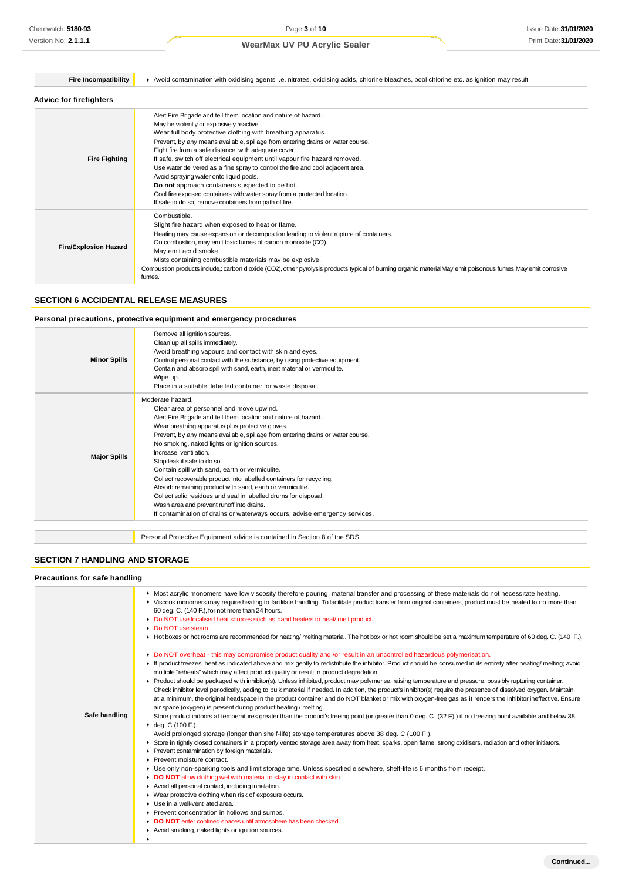| | |
|---|---|
| **Fire Incompatibility** | Avoid contamination with oxidising agents i.e. nitrates, oxidising acids, chlorine bleaches, pool chlorine etc. as ignition may result |

### Advice for firefighters

| | |
|---|---|
| **Fire Fighting** | Alert Fire Brigade and tell them location and nature of hazard.<br>May be violently or explosively reactive.<br>Wear full body protective clothing with breathing apparatus.<br>Prevent, by any means available, spillage from entering drains or water course.<br>Fight fire from a safe distance, with adequate cover.<br>If safe, switch off electrical equipment until vapour fire hazard removed.<br>Use water delivered as a fine spray to control the fire and cool adjacent area.<br>Avoid spraying water onto liquid pools.<br>**Do not** approach containers suspected to be hot.<br>Cool fire exposed containers with water spray from a protected location.<br>If safe to do so, remove containers from path of fire. |
| **Fire/Explosion Hazard** | Combustible.<br>Slight fire hazard when exposed to heat or flame.<br>Heating may cause expansion or decomposition leading to violent rupture of containers.<br>On combustion, may emit toxic fumes of carbon monoxide (CO).<br>May emit acrid smoke.<br>Mists containing combustible materials may be explosive.<br>Combustion products include,: carbon dioxide ($CO_2$), other pyrolysis products typical of burning organic materialMay emit poisonous fumes.May emit corrosive fumes. |

## SECTION 6 ACCIDENTAL RELEASE MEASURES

### Personal precautions, protective equipment and emergency procedures

| | |
|---|---|
| **Minor Spills** | Remove all ignition sources.<br>Clean up all spills immediately.<br>Avoid breathing vapours and contact with skin and eyes.<br>Control personal contact with the substance, by using protective equipment.<br>Contain and absorb spill with sand, earth, inert material or vermiculite.<br>Wipe up.<br>Place in a suitable, labelled container for waste disposal. |
| **Major Spills** | Moderate hazard.<br>Clear area of personnel and move upwind.<br>Alert Fire Brigade and tell them location and nature of hazard.<br>Wear breathing apparatus plus protective gloves.<br>Prevent, by any means available, spillage from entering drains or water course.<br>No smoking, naked lights or ignition sources.<br>Increase ventilation.<br>Stop leak if safe to do so.<br>Contain spill with sand, earth or vermiculite.<br>Collect recoverable product into labelled containers for recycling.<br>Absorb remaining product with sand, earth or vermiculite.<br>Collect solid residues and seal in labelled drums for disposal.<br>Wash area and prevent runoff into drains.<br>If contamination of drains or waterways occurs, advise emergency services. |

| | |
|---|---|
| | Personal Protective Equipment advice is contained in Section 8 of the SDS. |

## SECTION 7 HANDLING AND STORAGE

### Precautions for safe handling

| | |
|---|---|
| **Safe handling** | - Most acrylic monomers have low viscosity therefore pouring, material transfer and processing of these materials do not necessitate heating.<br>- Viscous monomers may require heating to facilitate handling. To facilitate product transfer from original containers, product must be heated to no more than 60 deg. C. (140 F.), for not more than 24 hours.<br>- Do NOT use localised heat sources such as band heaters to heat/ melt product.<br>- Do NOT use steam .<br>- Hot boxes or hot rooms are recommended for heating/ melting material. The hot box or hot room should be set a maximum temperature of 60 deg. C. (140 F.).<br>- Do NOT overheat - this may compromise product quality and /or result in an uncontrolled hazardous polymerisation.<br>- If product freezes, heat as indicated above and mix gently to redistribute the inhibitor. Product should be consumed in its entirety after heating/ melting; avoid multiple "reheats" which may affect product quality or result in product degradation.<br>- Product should be packaged with inhibitor(s). Unless inhibited, product may polymerise, raising temperature and pressure, possibly rupturing container. Check inhibitor level periodically, adding to bulk material if needed. In addition, the product's inhibitor(s) require the presence of dissolved oxygen. Maintain, at a minimum, the original headspace in the product container and do NOT blanket or mix with oxygen-free gas as it renders the inhibitor ineffective. Ensure air space (oxygen) is present during product heating / melting.<br>- Store product indoors at temperatures greater than the product's freeing point (or greater than 0 deg. C. (32 F.)) if no freezing point available and below 38 deg. C (100 F.).<br>Avoid prolonged storage (longer than shelf-life) storage temperatures above 38 deg. C (100 F.).<br>- Store in tightly closed containers in a properly vented storage area away from heat, sparks, open flame, strong oxidisers, radiation and other initiators.<br>- Prevent contamination by foreign materials.<br>- Prevent moisture contact.<br>- Use only non-sparking tools and limit storage time. Unless specified elsewhere, shelf-life is 6 months from receipt.<br>- **DO NOT** allow clothing wet with material to stay in contact with skin<br>- Avoid all personal contact, including inhalation.<br>- Wear protective clothing when risk of exposure occurs.<br>- Use in a well-ventilated area.<br>- Prevent concentration in hollows and sumps.<br>- **DO NOT** enter confined spaces until atmosphere has been checked.<br>- Avoid smoking, naked lights or ignition sources. |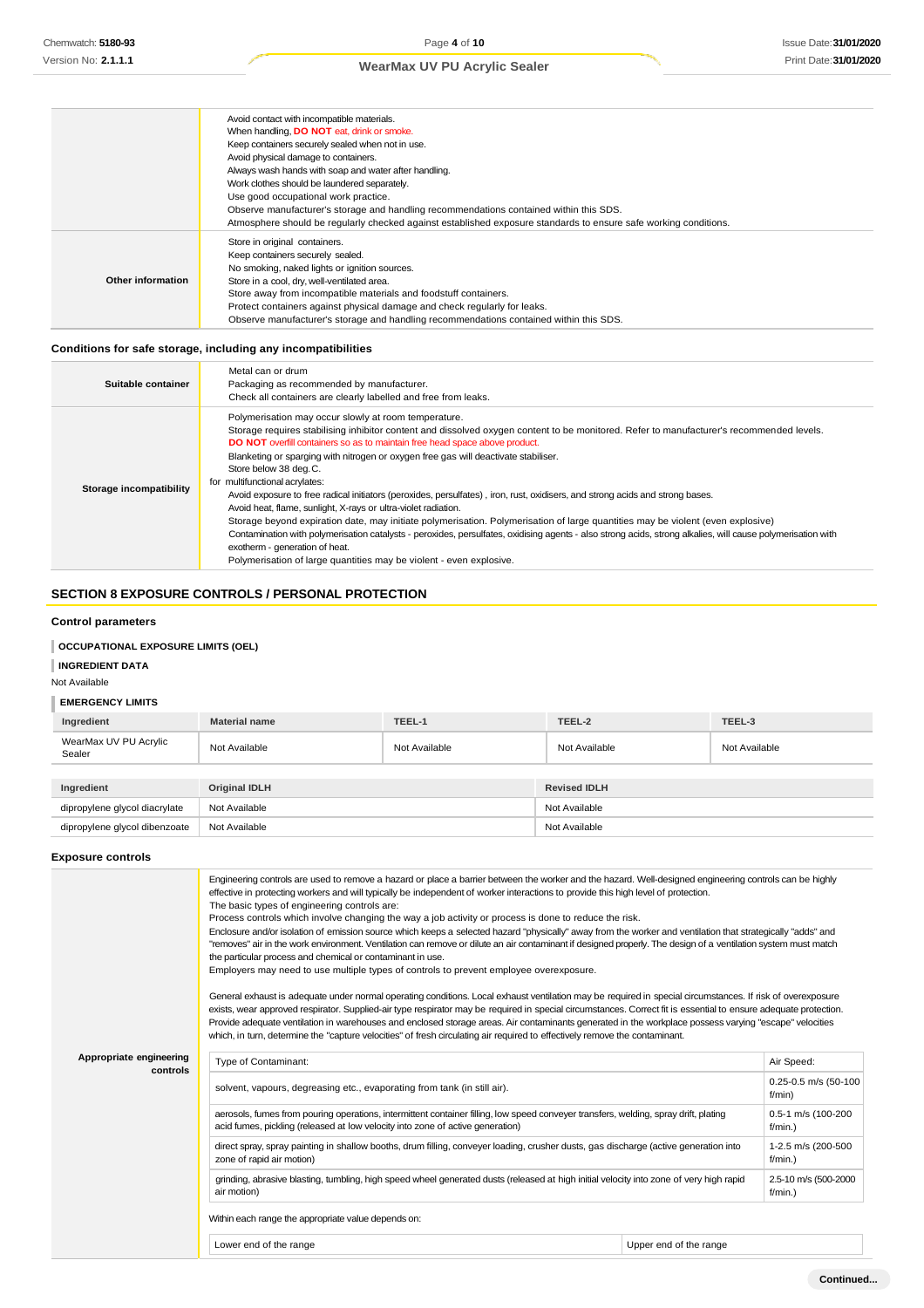| | |
|---|---|
| | Avoid contact with incompatible materials.<br>When handling, **DO NOT** eat, drink or smoke.<br>Keep containers securely sealed when not in use.<br>Avoid physical damage to containers.<br>Always wash hands with soap and water after handling.<br>Work clothes should be laundered separately.<br>Use good occupational work practice.<br>Observe manufacturer's storage and handling recommendations contained within this SDS.<br>Atmosphere should be regularly checked against established exposure standards to ensure safe working conditions. |
| **Other information** | Store in original containers.<br>Keep containers securely sealed.<br>No smoking, naked lights or ignition sources.<br>Store in a cool, dry, well-ventilated area.<br>Store away from incompatible materials and foodstuff containers.<br>Protect containers against physical damage and check regularly for leaks.<br>Observe manufacturer's storage and handling recommendations contained within this SDS. |

### Conditions for safe storage, including any incompatibilities

| | |
|---|---|
| **Suitable container** | Metal can or drum<br>Packaging as recommended by manufacturer.<br>Check all containers are clearly labelled and free from leaks. |
| **Storage incompatibility** | Polymerisation may occur slowly at room temperature.<br>Storage requires stabilising inhibitor content and dissolved oxygen content to be monitored. Refer to manufacturer's recommended levels.<br>**DO NOT** overfill containers so as to maintain free head space above product.<br>Blanketing or sparging with nitrogen or oxygen free gas will deactivate stabiliser.<br>Store below 38 deg. C.<br>for multifunctional acrylates:<br>Avoid exposure to free radical initiators (peroxides, persulfates) , iron, rust, oxidisers, and strong acids and strong bases.<br>Avoid heat, flame, sunlight, X-rays or ultra-violet radiation.<br>Storage beyond expiration date, may initiate polymerisation. Polymerisation of large quantities may be violent (even explosive)<br>Contamination with polymerisation catalysts - peroxides, persulfates, oxidising agents - also strong acids, strong alkalies, will cause polymerisation with exotherm - generation of heat.<br>Polymerisation of large quantities may be violent - even explosive. |

## SECTION 8 EXPOSURE CONTROLS / PERSONAL PROTECTION

### Control parameters

**OCCUPATIONAL EXPOSURE LIMITS (OEL)**

**INGREDIENT DATA**

Not Available

**EMERGENCY LIMITS**

| Ingredient | Material name | TEEL-1 | TEEL-2 | TEEL-3 |
|---|---|---|---|---|
| WearMax UV PU Acrylic Sealer | Not Available | Not Available | Not Available | Not Available |

| Ingredient | Original IDLH | Revised IDLH |
|---|---|---|
| dipropylene glycol diacrylate | Not Available | Not Available |
| dipropylene glycol dibenzoate | Not Available | Not Available |

### Exposure controls

**Appropriate engineering controls**

Engineering controls are used to remove a hazard or place a barrier between the worker and the hazard. Well-designed engineering controls can be highly effective in protecting workers and will typically be independent of worker interactions to provide this high level of protection.
The basic types of engineering controls are:
Process controls which involve changing the way a job activity or process is done to reduce the risk.
Enclosure and/or isolation of emission source which keeps a selected hazard "physically" away from the worker and ventilation that strategically "adds" and "removes" air in the work environment. Ventilation can remove or dilute an air contaminant if designed properly. The design of a ventilation system must match the particular process and chemical or contaminant in use.
Employers may need to use multiple types of controls to prevent employee overexposure.

General exhaust is adequate under normal operating conditions. Local exhaust ventilation may be required in special circumstances. If risk of overexposure exists, wear approved respirator. Supplied-air type respirator may be required in special circumstances. Correct fit is essential to ensure adequate protection. Provide adequate ventilation in warehouses and enclosed storage areas. Air contaminants generated in the workplace possess varying "escape" velocities which, in turn, determine the "capture velocities" of fresh circulating air required to effectively remove the contaminant.

| Type of Contaminant: | Air Speed: |
|---|---|
| solvent, vapours, degreasing etc., evaporating from tank (in still air). | 0.25-0.5 m/s (50-100 f/min) |
| aerosols, fumes from pouring operations, intermittent container filling, low speed conveyer transfers, welding, spray drift, plating acid fumes, pickling (released at low velocity into zone of active generation) | 0.5-1 m/s (100-200 f/min.) |
| direct spray, spray painting in shallow booths, drum filling, conveyer loading, crusher dusts, gas discharge (active generation into zone of rapid air motion) | 1-2.5 m/s (200-500 f/min.) |
| grinding, abrasive blasting, tumbling, high speed wheel generated dusts (released at high initial velocity into zone of very high rapid air motion) | 2.5-10 m/s (500-2000 f/min.) |

Within each range the appropriate value depends on:

| Lower end of the range | Upper end of the range |
|---|---|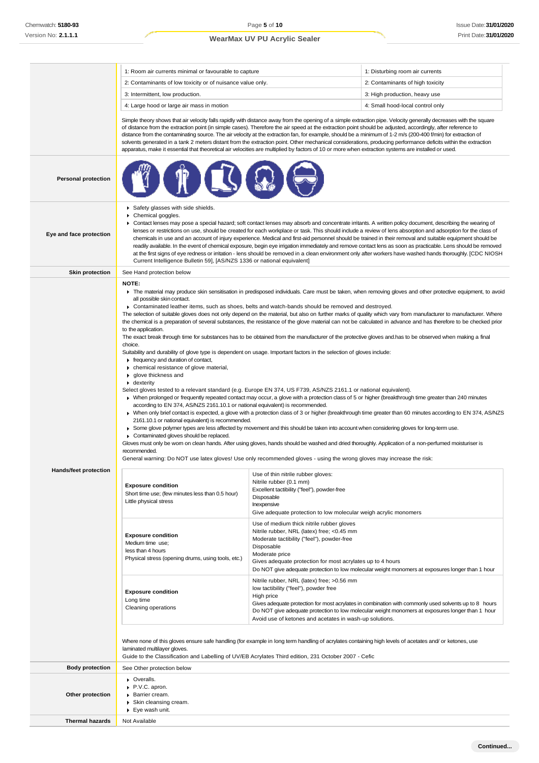| 1: Room air currents minimal or favourable to capture | 1: Disturbing room air currents |
|---|---|
| 2: Contaminants of low toxicity or of nuisance value only. | 2: Contaminants of high toxicity |
| 3: Intermittent, low production. | 3: High production, heavy use |
| 4: Large hood or large air mass in motion | 4: Small hood-local control only |

Simple theory shows that air velocity falls rapidly with distance away from the opening of a simple extraction pipe. Velocity generally decreases with the square of distance from the extraction point (in simple cases). Therefore the air speed at the extraction point should be adjusted, accordingly, after reference to distance from the contaminating source. The air velocity at the extraction fan, for example, should be a minimum of 1-2 m/s (200-400 f/min) for extraction of solvents generated in a tank 2 meters distant from the extraction point. Other mechanical considerations, producing performance deficits within the extraction apparatus, make it essential that theoretical air velocities are multiplied by factors of 10 or more when extraction systems are installed or used.

**Personal protection**

**Eye and face protection**

- Safety glasses with side shields.
- Chemical goggles.
- Contact lenses may pose a special hazard; soft contact lenses may absorb and concentrate irritants. A written policy document, describing the wearing of lenses or restrictions on use, should be created for each workplace or task. This should include a review of lens absorption and adsorption for the class of chemicals in use and an account of injury experience. Medical and first-aid personnel should be trained in their removal and suitable equipment should be readily available. In the event of chemical exposure, begin eye irrigation immediately and remove contact lens as soon as practicable. Lens should be removed at the first signs of eye redness or irritation - lens should be removed in a clean environment only after workers have washed hands thoroughly. [CDC NIOSH Current Intelligence Bulletin 59], [AS/NZS 1336 or national equivalent]

**Skin protection**

See Hand protection below

**Hands/feet protection**

**NOTE:**

- The material may produce skin sensitisation in predisposed individuals. Care must be taken, when removing gloves and other protective equipment, to avoid all possible skin contact.
- Contaminated leather items, such as shoes, belts and watch-bands should be removed and destroyed.

The selection of suitable gloves does not only depend on the material, but also on further marks of quality which vary from manufacturer to manufacturer. Where the chemical is a preparation of several substances, the resistance of the glove material can not be calculated in advance and has therefore to be checked prior to the application.

The exact break through time for substances has to be obtained from the manufacturer of the protective gloves and.has to be observed when making a final choice.

Suitability and durability of glove type is dependent on usage. Important factors in the selection of gloves include:

- frequency and duration of contact,
- chemical resistance of glove material,
- glove thickness and
- dexterity

Select gloves tested to a relevant standard (e.g. Europe EN 374, US F739, AS/NZS 2161.1 or national equivalent).

- When prolonged or frequently repeated contact may occur, a glove with a protection class of 5 or higher (breakthrough time greater than 240 minutes according to EN 374, AS/NZS 2161.10.1 or national equivalent) is recommended.
- When only brief contact is expected, a glove with a protection class of 3 or higher (breakthrough time greater than 60 minutes according to EN 374, AS/NZS 2161.10.1 or national equivalent) is recommended.
- Some glove polymer types are less affected by movement and this should be taken into account when considering gloves for long-term use.
- Contaminated gloves should be replaced.

Gloves must only be worn on clean hands. After using gloves, hands should be washed and dried thoroughly. Application of a non-perfumed moisturiser is recommended.

General warning: Do NOT use latex gloves! Use only recommended gloves - using the wrong gloves may increase the risk:

| Exposure condition | Glove |
|---|---|
| **Exposure condition**<br>Short time use; (few minutes less than 0.5 hour)<br>Little physical stress | Use of thin nitrile rubber gloves:<br>Nitrile rubber (0.1 mm)<br>Excellent tactibility ("feel"), powder-free<br>Disposable<br>Inexpensive<br>Give adequate protection to low molecular weigh acrylic monomers |
| **Exposure condition**<br>Medium time use;<br>less than 4 hours<br>Physical stress (opening drums, using tools, etc.) | Use of medium thick nitrile rubber gloves<br>Nitrile rubber, NRL (latex) free; <0.45 mm<br>Moderate tactibility ("feel"), powder-free<br>Disposable<br>Moderate price<br>Gives adequate protection for most acrylates up to 4 hours<br>Do NOT give adequate protection to low molecular weight monomers at exposures longer than 1 hour |
| **Exposure condition**<br>Long time<br>Cleaning operations | Nitrile rubber, NRL (latex) free; >0.56 mm<br>low tactibility ("feel"), powder free<br>High price<br>Gives adequate protection for most acrylates in combination with commonly used solvents up to 8 hours<br>Do NOT give adequate protection to low molecular weight monomers at exposures longer than 1 hour<br>Avoid use of ketones and acetates in wash-up solutions. |

Where none of this gloves ensure safe handling (for example in long term handling of acrylates containing high levels of acetates and/ or ketones, use laminated multilayer gloves.

Guide to the Classification and Labelling of UV/EB Acrylates Third edition, 231 October 2007 - Cefic

**Body protection**

See Other protection below

**Other protection**

- Overalls.
- P.V.C. apron.
- Barrier cream.
- Skin cleansing cream.
- Eye wash unit.

**Thermal hazards**

Not Available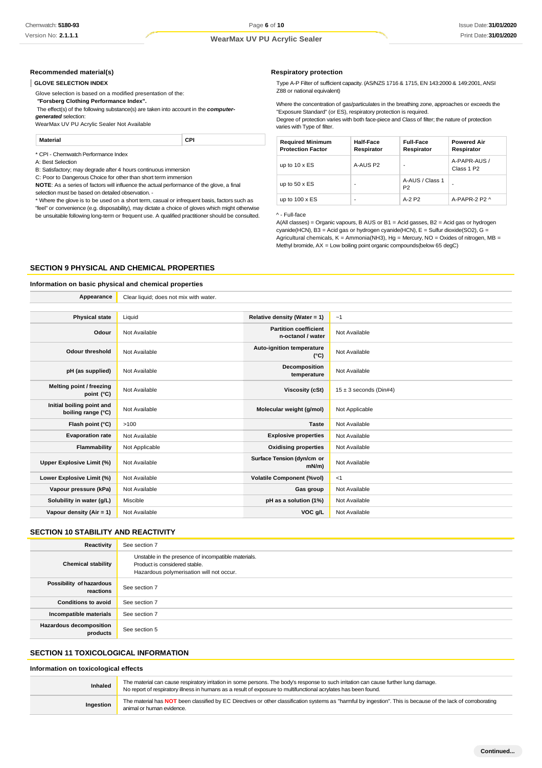### Recommended material(s)

**GLOVE SELECTION INDEX**

Glove selection is based on a modified presentation of the:
***"Forsberg Clothing Performance Index".***
The effect(s) of the following substance(s) are taken into account in the ***computer-generated*** selection:
WearMax UV PU Acrylic Sealer Not Available

| Material | CPI |
|---|---|

\* CPI - Chemwatch Performance Index
A: Best Selection
B: Satisfactory; may degrade after 4 hours continuous immersion
C: Poor to Dangerous Choice for other than short term immersion
**NOTE**: As a series of factors will influence the actual performance of the glove, a final selection must be based on detailed observation. -
\* Where the glove is to be used on a short term, casual or infrequent basis, factors such as "feel" or convenience (e.g. disposability), may dictate a choice of gloves which might otherwise be unsuitable following long-term or frequent use. A qualified practitioner should be consulted.

### Respiratory protection

Type A-P Filter of sufficient capacity. (AS/NZS 1716 & 1715, EN 143:2000 & 149:2001, ANSI Z88 or national equivalent)

Where the concentration of gas/particulates in the breathing zone, approaches or exceeds the "Exposure Standard" (or ES), respiratory protection is required.
Degree of protection varies with both face-piece and Class of filter; the nature of protection varies with Type of filter.

| Required Minimum Protection Factor | Half-Face Respirator | Full-Face Respirator | Powered Air Respirator |
|---|---|---|---|
| up to 10 x ES | A-AUS P2 | - | A-PAPR-AUS / Class 1 P2 |
| up to 50 x ES | - | A-AUS / Class 1 P2 | - |
| up to 100 x ES | - | A-2 P2 | A-PAPR-2 P2 ^ |

^ - Full-face
A(All classes) = Organic vapours, B AUS or B1 = Acid gasses, B2 = Acid gas or hydrogen cyanide(HCN), B3 = Acid gas or hydrogen cyanide(HCN), E = Sulfur dioxide($SO_2$), G = Agricultural chemicals, K = Ammonia($NH_3$), Hg = Mercury, NO = Oxides of nitrogen, MB = Methyl bromide, AX = Low boiling point organic compounds(below 65 degC)

## SECTION 9 PHYSICAL AND CHEMICAL PROPERTIES

### Information on basic physical and chemical properties

| Appearance | Clear liquid; does not mix with water. | | |
|---|---|---|---|
| Physical state | Liquid | Relative density (Water = 1) | ~1 |
| Odour | Not Available | Partition coefficient n-octanol / water | Not Available |
| Odour threshold | Not Available | Auto-ignition temperature (°C) | Not Available |
| pH (as supplied) | Not Available | Decomposition temperature | Not Available |
| Melting point / freezing point (°C) | Not Available | Viscosity (cSt) | 15 ± 3 seconds (Din#4) |
| Initial boiling point and boiling range (°C) | Not Available | Molecular weight (g/mol) | Not Applicable |
| Flash point (°C) | >100 | Taste | Not Available |
| Evaporation rate | Not Available | Explosive properties | Not Available |
| Flammability | Not Applicable | Oxidising properties | Not Available |
| Upper Explosive Limit (%) | Not Available | Surface Tension (dyn/cm or mN/m) | Not Available |
| Lower Explosive Limit (%) | Not Available | Volatile Component (%vol) | <1 |
| Vapour pressure (kPa) | Not Available | Gas group | Not Available |
| Solubility in water (g/L) | Miscible | pH as a solution (1%) | Not Available |
| Vapour density (Air = 1) | Not Available | VOC g/L | Not Available |

## SECTION 10 STABILITY AND REACTIVITY

| Reactivity | See section 7 |
|---|---|
| Chemical stability | Unstable in the presence of incompatible materials.<br>Product is considered stable.<br>Hazardous polymerisation will not occur. |
| Possibility of hazardous reactions | See section 7 |
| Conditions to avoid | See section 7 |
| Incompatible materials | See section 7 |
| Hazardous decomposition products | See section 5 |

## SECTION 11 TOXICOLOGICAL INFORMATION

### Information on toxicological effects

| Inhaled | The material can cause respiratory irritation in some persons. The body's response to such irritation can cause further lung damage.<br>No report of respiratory illness in humans as a result of exposure to multifunctional acrylates has been found. |
|---|---|
| Ingestion | The material has **NOT** been classified by EC Directives or other classification systems as "harmful by ingestion". This is because of the lack of corroborating animal or human evidence. |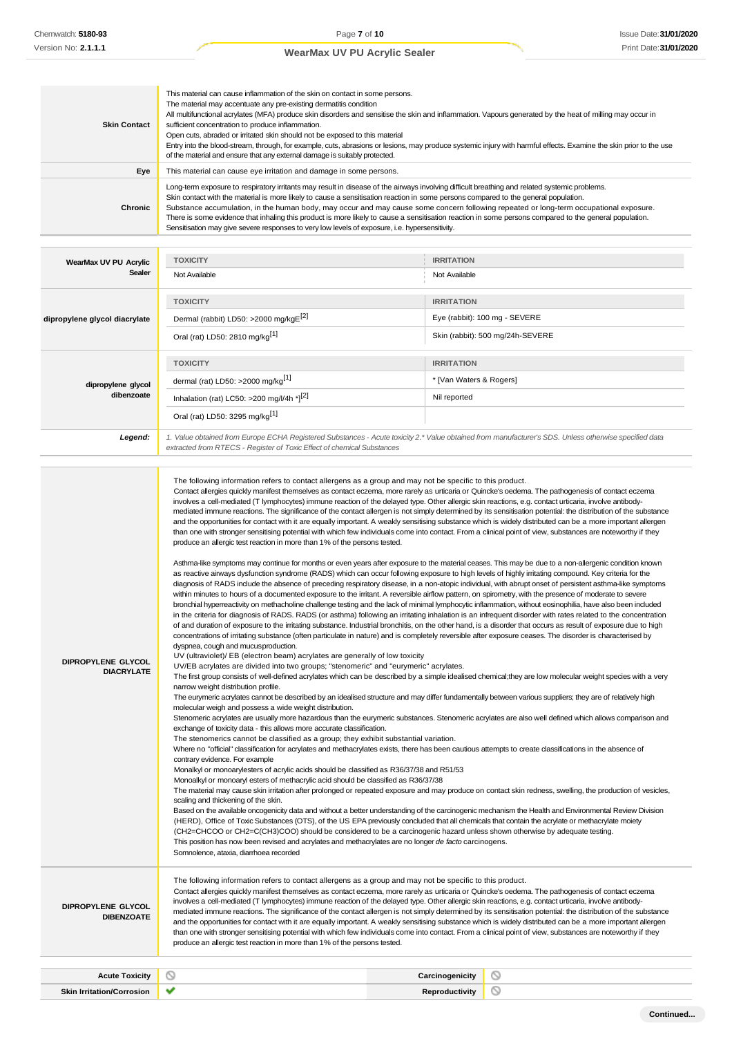| | |
|---|---|
| **Skin Contact** | This material can cause inflammation of the skin on contact in some persons.<br>The material may accentuate any pre-existing dermatitis condition<br>All multifunctional acrylates (MFA) produce skin disorders and sensitise the skin and inflammation. Vapours generated by the heat of milling may occur in sufficient concentration to produce inflammation.<br>Open cuts, abraded or irritated skin should not be exposed to this material<br>Entry into the blood-stream, through, for example, cuts, abrasions or lesions, may produce systemic injury with harmful effects. Examine the skin prior to the use of the material and ensure that any external damage is suitably protected. |
| **Eye** | This material can cause eye irritation and damage in some persons. |
| **Chronic** | Long-term exposure to respiratory irritants may result in disease of the airways involving difficult breathing and related systemic problems.<br>Skin contact with the material is more likely to cause a sensitisation reaction in some persons compared to the general population.<br>Substance accumulation, in the human body, may occur and may cause some concern following repeated or long-term occupational exposure.<br>There is some evidence that inhaling this product is more likely to cause a sensitisation reaction in some persons compared to the general population.<br>Sensitisation may give severe responses to very low levels of exposure, i.e. hypersensitivity. |

| | TOXICITY | IRRITATION |
|---|---|---|
| **WearMax UV PU Acrylic Sealer** | Not Available | Not Available |
| **dipropylene glycol diacrylate** | Dermal (rabbit) LD50: >2000 mg/kgE[2] | Eye (rabbit): 100 mg - SEVERE |
| | Oral (rat) LD50: 2810 mg/kg[1] | Skin (rabbit): 500 mg/24h-SEVERE |
| **dipropylene glycol dibenzoate** | dermal (rat) LD50: >2000 mg/kg[1] | * [Van Waters & Rogers] |
| | Inhalation (rat) LC50: >200 mg/l/4h *[2] | Nil reported |
| | Oral (rat) LD50: 3295 mg/kg[1] | |
| ***Legend:*** | *1. Value obtained from Europe ECHA Registered Substances - Acute toxicity 2.* Value obtained from manufacturer's SDS. Unless otherwise specified data extracted from RTECS - Register of Toxic Effect of chemical Substances* | |

| | |
|---|---|
| **DIPROPYLENE GLYCOL DIACRYLATE** | The following information refers to contact allergens as a group and may not be specific to this product.<br>Contact allergies quickly manifest themselves as contact eczema, more rarely as urticaria or Quincke's oedema. The pathogenesis of contact eczema involves a cell-mediated (T lymphocytes) immune reaction of the delayed type. Other allergic skin reactions, e.g. contact urticaria, involve antibody-mediated immune reactions. The significance of the contact allergen is not simply determined by its sensitisation potential: the distribution of the substance and the opportunities for contact with it are equally important. A weakly sensitising substance which is widely distributed can be a more important allergen than one with stronger sensitising potential with which few individuals come into contact. From a clinical point of view, substances are noteworthy if they produce an allergic test reaction in more than 1% of the persons tested.<br><br>Asthma-like symptoms may continue for months or even years after exposure to the material ceases. This may be due to a non-allergenic condition known as reactive airways dysfunction syndrome (RADS) which can occur following exposure to high levels of highly irritating compound. Key criteria for the diagnosis of RADS include the absence of preceding respiratory disease, in a non-atopic individual, with abrupt onset of persistent asthma-like symptoms within minutes to hours of a documented exposure to the irritant. A reversible airflow pattern, on spirometry, with the presence of moderate to severe bronchial hyperreactivity on methacholine challenge testing and the lack of minimal lymphocytic inflammation, without eosinophilia, have also been included in the criteria for diagnosis of RADS. RADS (or asthma) following an irritating inhalation is an infrequent disorder with rates related to the concentration of and duration of exposure to the irritating substance. Industrial bronchitis, on the other hand, is a disorder that occurs as result of exposure due to high concentrations of irritating substance (often particulate in nature) and is completely reversible after exposure ceases. The disorder is characterised by dyspnea, cough and mucusproduction.<br>UV (ultraviolet)/ EB (electron beam) acrylates are generally of low toxicity<br>UV/EB acrylates are divided into two groups; "stenomeric" and "eurymeric" acrylates.<br>The first group consists of well-defined acrylates which can be described by a simple idealised chemical;they are low molecular weight species with a very narrow weight distribution profile.<br>The eurymeric acrylates cannot be described by an idealised structure and may differ fundamentally between various suppliers; they are of relatively high molecular weigh and possess a wide weight distribution.<br>Stenomeric acrylates are usually more hazardous than the eurymeric substances. Stenomeric acrylates are also well defined which allows comparison and exchange of toxicity data - this allows more accurate classification.<br>The stenomerics cannot be classified as a group; they exhibit substantial variation.<br>Where no "official" classification for acrylates and methacrylates exists, there has been cautious attempts to create classifications in the absence of contrary evidence. For example<br>Monalkyl or monoarylesters of acrylic acids should be classified as R36/37/38 and R51/53<br>Monoalkyl or monoaryl esters of methacrylic acid should be classified as R36/37/38<br>The material may cause skin irritation after prolonged or repeated exposure and may produce on contact skin redness, swelling, the production of vesicles, scaling and thickening of the skin.<br>Based on the available oncogenicity data and without a better understanding of the carcinogenic mechanism the Health and Environmental Review Division (HERD), Office of Toxic Substances (OTS), of the US EPA previously concluded that all chemicals that contain the acrylate or methacrylate moiety (CH2=CHCOO or CH2=C(CH3)COO) should be considered to be a carcinogenic hazard unless shown otherwise by adequate testing.<br>This position has now been revised and acrylates and methacrylates are no longer *de facto* carcinogens.<br>Somnolence, ataxia, diarrhoea recorded |
| **DIPROPYLENE GLYCOL DIBENZOATE** | The following information refers to contact allergens as a group and may not be specific to this product.<br>Contact allergies quickly manifest themselves as contact eczema, more rarely as urticaria or Quincke's oedema. The pathogenesis of contact eczema involves a cell-mediated (T lymphocytes) immune reaction of the delayed type. Other allergic skin reactions, e.g. contact urticaria, involve antibody-mediated immune reactions. The significance of the contact allergen is not simply determined by its sensitisation potential: the distribution of the substance and the opportunities for contact with it are equally important. A weakly sensitising substance which is widely distributed can be a more important allergen than one with stronger sensitising potential with which few individuals come into contact. From a clinical point of view, substances are noteworthy if they produce an allergic test reaction in more than 1% of the persons tested. |

| | | | |
|---|---|---|---|
| **Acute Toxicity** | ⊘ | **Carcinogenicity** | ⊘ |
| **Skin Irritation/Corrosion** | ✔ | **Reproductivity** | ⊘ |

Continued...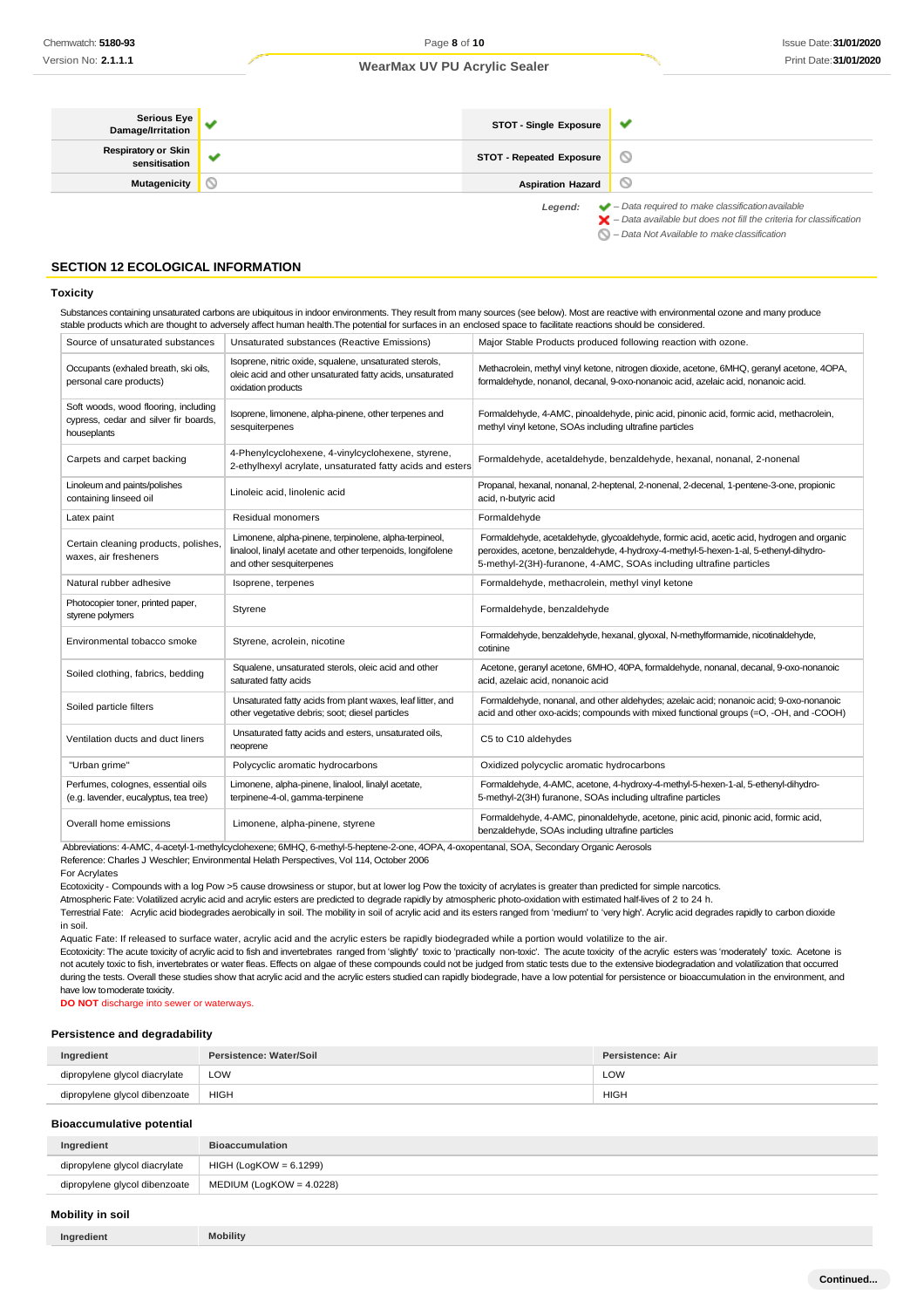| Serious Eye Damage/Irritation | ✔ | STOT - Single Exposure | ✔ |
|---|---|---|---|
| Respiratory or Skin sensitisation | ✔ | STOT - Repeated Exposure | ⦸ |
| Mutagenicity | ⦸ | Aspiration Hazard | ⦸ |

*Legend:*
- ✔ – *Data required to make classification available*
- ✖ – *Data available but does not fill the criteria for classification*
- ⦸ – *Data Not Available to make classification*

## SECTION 12 ECOLOGICAL INFORMATION

### Toxicity

Substances containing unsaturated carbons are ubiquitous in indoor environments. They result from many sources (see below). Most are reactive with environmental ozone and many produce stable products which are thought to adversely affect human health.The potential for surfaces in an enclosed space to facilitate reactions should be considered.

| Source of unsaturated substances | Unsaturated substances (Reactive Emissions) | Major Stable Products produced following reaction with ozone. |
|---|---|---|
| Occupants (exhaled breath, ski oils, personal care products) | Isoprene, nitric oxide, squalene, unsaturated sterols, oleic acid and other unsaturated fatty acids, unsaturated oxidation products | Methacrolein, methyl vinyl ketone, nitrogen dioxide, acetone, 6MHQ, geranyl acetone, 4OPA, formaldehyde, nonanol, decanal, 9-oxo-nonanoic acid, azelaic acid, nonanoic acid. |
| Soft woods, wood flooring, including cypress, cedar and silver fir boards, houseplants | Isoprene, limonene, alpha-pinene, other terpenes and sesquiterpenes | Formaldehyde, 4-AMC, pinoaldehyde, pinic acid, pinonic acid, formic acid, methacrolein, methyl vinyl ketone, SOAs including ultrafine particles |
| Carpets and carpet backing | 4-Phenylcyclohexene, 4-vinylcyclohexene, styrene, 2-ethylhexyl acrylate, unsaturated fatty acids and esters | Formaldehyde, acetaldehyde, benzaldehyde, hexanal, nonanal, 2-nonenal |
| Linoleum and paints/polishes containing linseed oil | Linoleic acid, linolenic acid | Propanal, hexanal, nonanal, 2-heptenal, 2-nonenal, 2-decenal, 1-pentene-3-one, propionic acid, n-butyric acid |
| Latex paint | Residual monomers | Formaldehyde |
| Certain cleaning products, polishes, waxes, air fresheners | Limonene, alpha-pinene, terpinolene, alpha-terpineol, linalool, linalyl acetate and other terpenoids, longifolene and other sesquiterpenes | Formaldehyde, acetaldehyde, glycoaldehyde, formic acid, acetic acid, hydrogen and organic peroxides, acetone, benzaldehyde, 4-hydroxy-4-methyl-5-hexen-1-al, 5-ethenyl-dihydro-5-methyl-2(3H)-furanone, 4-AMC, SOAs including ultrafine particles |
| Natural rubber adhesive | Isoprene, terpenes | Formaldehyde, methacrolein, methyl vinyl ketone |
| Photocopier toner, printed paper, styrene polymers | Styrene | Formaldehyde, benzaldehyde |
| Environmental tobacco smoke | Styrene, acrolein, nicotine | Formaldehyde, benzaldehyde, hexanal, glyoxal, N-methylformamide, nicotinaldehyde, cotinine |
| Soiled clothing, fabrics, bedding | Squalene, unsaturated sterols, oleic acid and other saturated fatty acids | Acetone, geranyl acetone, 6MHO, 40PA, formaldehyde, nonanal, decanal, 9-oxo-nonanoic acid, azelaic acid, nonanoic acid |
| Soiled particle filters | Unsaturated fatty acids from plant waxes, leaf litter, and other vegetative debris; soot; diesel particles | Formaldehyde, nonanal, and other aldehydes; azelaic acid; nonanoic acid; 9-oxo-nonanoic acid and other oxo-acids; compounds with mixed functional groups (=O, -OH, and -COOH) |
| Ventilation ducts and duct liners | Unsaturated fatty acids and esters, unsaturated oils, neoprene | C5 to C10 aldehydes |
| "Urban grime" | Polycyclic aromatic hydrocarbons | Oxidized polycyclic aromatic hydrocarbons |
| Perfumes, colognes, essential oils (e.g. lavender, eucalyptus, tea tree) | Limonene, alpha-pinene, linalool, linalyl acetate, terpinene-4-ol, gamma-terpinene | Formaldehyde, 4-AMC, acetone, 4-hydroxy-4-methyl-5-hexen-1-al, 5-ethenyl-dihydro-5-methyl-2(3H) furanone, SOAs including ultrafine particles |
| Overall home emissions | Limonene, alpha-pinene, styrene | Formaldehyde, 4-AMC, pinonaldehyde, acetone, pinic acid, pinonic acid, formic acid, benzaldehyde, SOAs including ultrafine particles |

Abbreviations: 4-AMC, 4-acetyl-1-methylcyclohexene; 6MHQ, 6-methyl-5-heptene-2-one, 4OPA, 4-oxopentanal, SOA, Secondary Organic Aerosols
Reference: Charles J Weschler; Environmental Helath Perspectives, Vol 114, October 2006
For Acrylates
Ecotoxicity - Compounds with a log Pow >5 cause drowsiness or stupor, but at lower log Pow the toxicity of acrylates is greater than predicted for simple narcotics.
Atmospheric Fate: Volatilized acrylic acid and acrylic esters are predicted to degrade rapidly by atmospheric photo-oxidation with estimated half-lives of 2 to 24 h.
Terrestrial Fate: Acrylic acid biodegrades aerobically in soil. The mobility in soil of acrylic acid and its esters ranged from 'medium' to 'very high'. Acrylic acid degrades rapidly to carbon dioxide in soil.
Aquatic Fate: If released to surface water, acrylic acid and the acrylic esters could be rapidly biodegraded while a portion would volatilize to the air.
Ecotoxicity: The acute toxicity of acrylic acid to fish and invertebrates ranged from 'slightly' toxic to 'practically non-toxic'. The acute toxicity of the acrylic esters was 'moderately' toxic. Acetone is not acutely toxic to fish, invertebrates or water fleas. Effects on algae of these compounds could not be judged from static tests due to the extensive biodegradation and volatilization that occurred during the tests. Overall these studies show that acrylic acid and the acrylic esters studied can rapidly biodegrade, have a low potential for persistence or bioaccumulation in the environment, and have low to moderate toxicity.
**DO NOT** discharge into sewer or waterways.

### Persistence and degradability

| Ingredient | Persistence: Water/Soil | Persistence: Air |
|---|---|---|
| dipropylene glycol diacrylate | LOW | LOW |
| dipropylene glycol dibenzoate | HIGH | HIGH |

### Bioaccumulative potential

| Ingredient | Bioaccumulation |
|---|---|
| dipropylene glycol diacrylate | HIGH (LogKOW = 6.1299) |
| dipropylene glycol dibenzoate | MEDIUM (LogKOW = 4.0228) |

### Mobility in soil

| Ingredient | Mobility |
|---|---|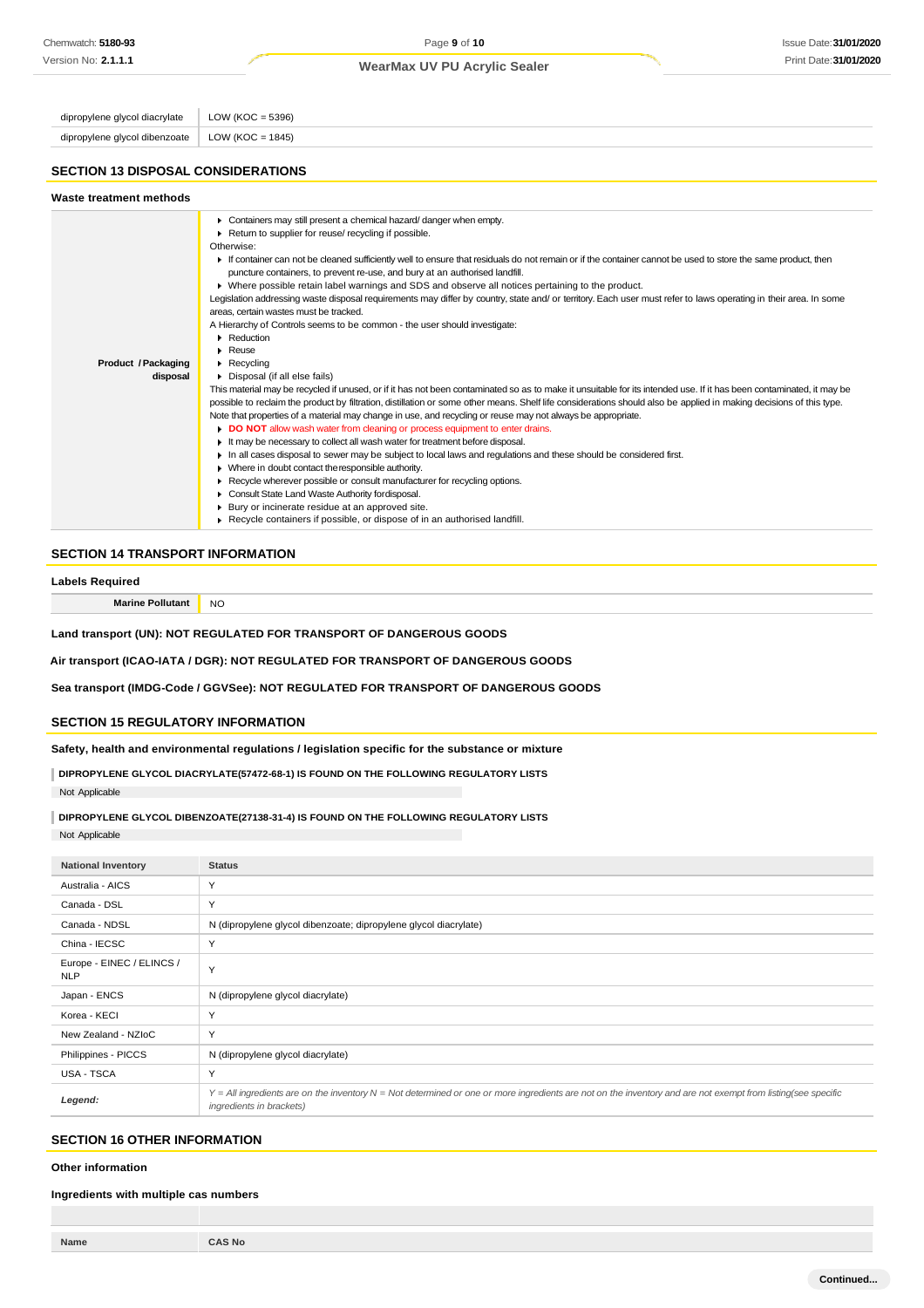| | |
|---|---|
| dipropylene glycol diacrylate | LOW (KOC = 5396) |
| dipropylene glycol dibenzoate | LOW (KOC = 1845) |

## SECTION 13 DISPOSAL CONSIDERATIONS

### Waste treatment methods

| | |
|---|---|
| **Product / Packaging disposal** | ▶ Containers may still present a chemical hazard/ danger when empty.<br>▶ Return to supplier for reuse/ recycling if possible.<br>Otherwise:<br>▶ If container can not be cleaned sufficiently well to ensure that residuals do not remain or if the container cannot be used to store the same product, then puncture containers, to prevent re-use, and bury at an authorised landfill.<br>▶ Where possible retain label warnings and SDS and observe all notices pertaining to the product.<br>Legislation addressing waste disposal requirements may differ by country, state and/ or territory. Each user must refer to laws operating in their area. In some areas, certain wastes must be tracked.<br>A Hierarchy of Controls seems to be common - the user should investigate:<br>▶ Reduction<br>▶ Reuse<br>▶ Recycling<br>▶ Disposal (if all else fails)<br>This material may be recycled if unused, or if it has not been contaminated so as to make it unsuitable for its intended use. If it has been contaminated, it may be possible to reclaim the product by filtration, distillation or some other means. Shelf life considerations should also be applied in making decisions of this type. Note that properties of a material may change in use, and recycling or reuse may not always be appropriate.<br>▶ **DO NOT** allow wash water from cleaning or process equipment to enter drains.<br>▶ It may be necessary to collect all wash water for treatment before disposal.<br>▶ In all cases disposal to sewer may be subject to local laws and regulations and these should be considered first.<br>▶ Where in doubt contact the responsible authority.<br>▶ Recycle wherever possible or consult manufacturer for recycling options.<br>▶ Consult State Land Waste Authority for disposal.<br>▶ Bury or incinerate residue at an approved site.<br>▶ Recycle containers if possible, or dispose of in an authorised landfill. |

## SECTION 14 TRANSPORT INFORMATION

### Labels Required

| | |
|---|---|
| **Marine Pollutant** | NO |

**Land transport (UN): NOT REGULATED FOR TRANSPORT OF DANGEROUS GOODS**

**Air transport (ICAO-IATA / DGR): NOT REGULATED FOR TRANSPORT OF DANGEROUS GOODS**

**Sea transport (IMDG-Code / GGVSee): NOT REGULATED FOR TRANSPORT OF DANGEROUS GOODS**

## SECTION 15 REGULATORY INFORMATION

### Safety, health and environmental regulations / legislation specific for the substance or mixture

**DIPROPYLENE GLYCOL DIACRYLATE(57472-68-1) IS FOUND ON THE FOLLOWING REGULATORY LISTS**

Not Applicable

**DIPROPYLENE GLYCOL DIBENZOATE(27138-31-4) IS FOUND ON THE FOLLOWING REGULATORY LISTS**

Not Applicable

| National Inventory | Status |
|---|---|
| Australia - AICS | Y |
| Canada - DSL | Y |
| Canada - NDSL | N (dipropylene glycol dibenzoate; dipropylene glycol diacrylate) |
| China - IECSC | Y |
| Europe - EINEC / ELINCS / NLP | Y |
| Japan - ENCS | N (dipropylene glycol diacrylate) |
| Korea - KECI | Y |
| New Zealand - NZIoC | Y |
| Philippines - PICCS | N (dipropylene glycol diacrylate) |
| USA - TSCA | Y |
| ***Legend:*** | *Y = All ingredients are on the inventory N = Not determined or one or more ingredients are not on the inventory and are not exempt from listing(see specific ingredients in brackets)* |

## SECTION 16 OTHER INFORMATION

### Other information

### Ingredients with multiple cas numbers

| Name | CAS No |
|---|---|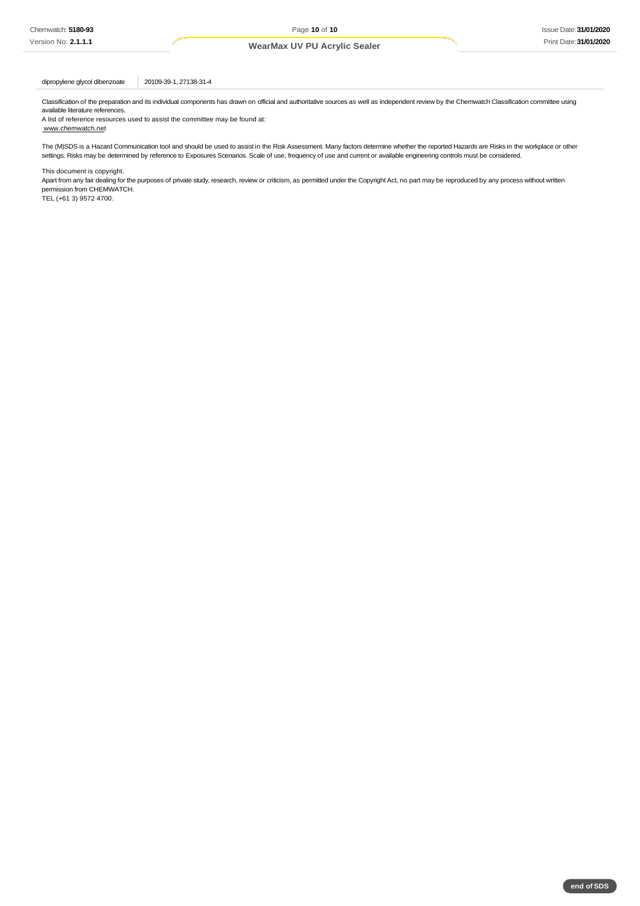| | |
|---|---|
| dipropylene glycol dibenzoate | 20109-39-1, 27138-31-4 |

Classification of the preparation and its individual components has drawn on official and authoritative sources as well as independent review by the Chemwatch Classification committee using available literature references.

A list of reference resources used to assist the committee may be found at:

www.chemwatch.net

The (M)SDS is a Hazard Communication tool and should be used to assist in the Risk Assessment. Many factors determine whether the reported Hazards are Risks in the workplace or other settings. Risks may be determined by reference to Exposures Scenarios. Scale of use, frequency of use and current or available engineering controls must be considered.

This document is copyright.

Apart from any fair dealing for the purposes of private study, research, review or criticism, as permitted under the Copyright Act, no part may be reproduced by any process without written permission from CHEMWATCH.

TEL (+61 3) 9572 4700.

**end of SDS**